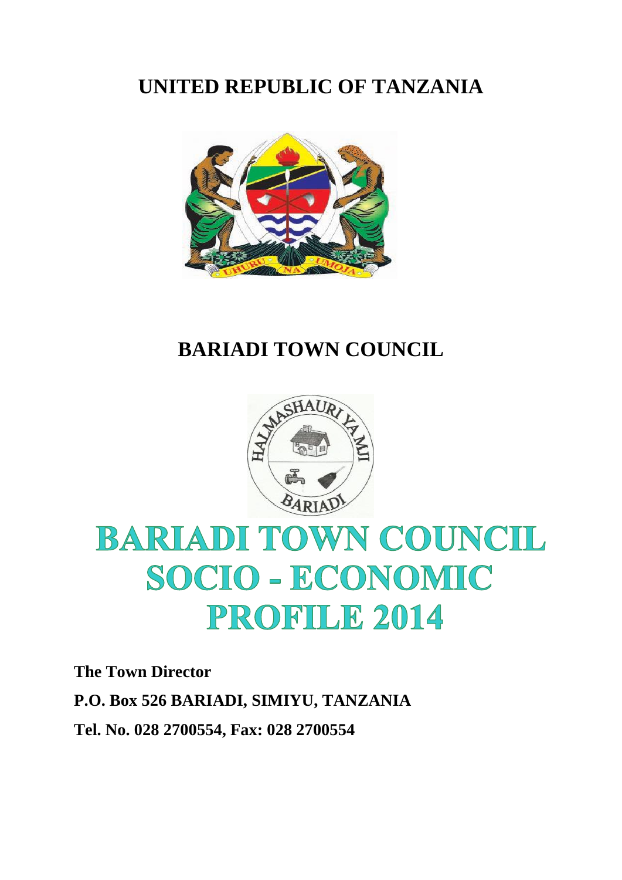# UNITED REPUBLIC OF TANZANIA

## BARIADI TOWN COUNCIL

# BARIADI TOWN COUNCIL SOCIO - ECONOMIC PROFILE 2014

**The Town Director**

**P.O. Box 526 BARIADI, SIMIYU, TANZANIA**

**Tel. No. 028 2700554, Fax: 028 2700554**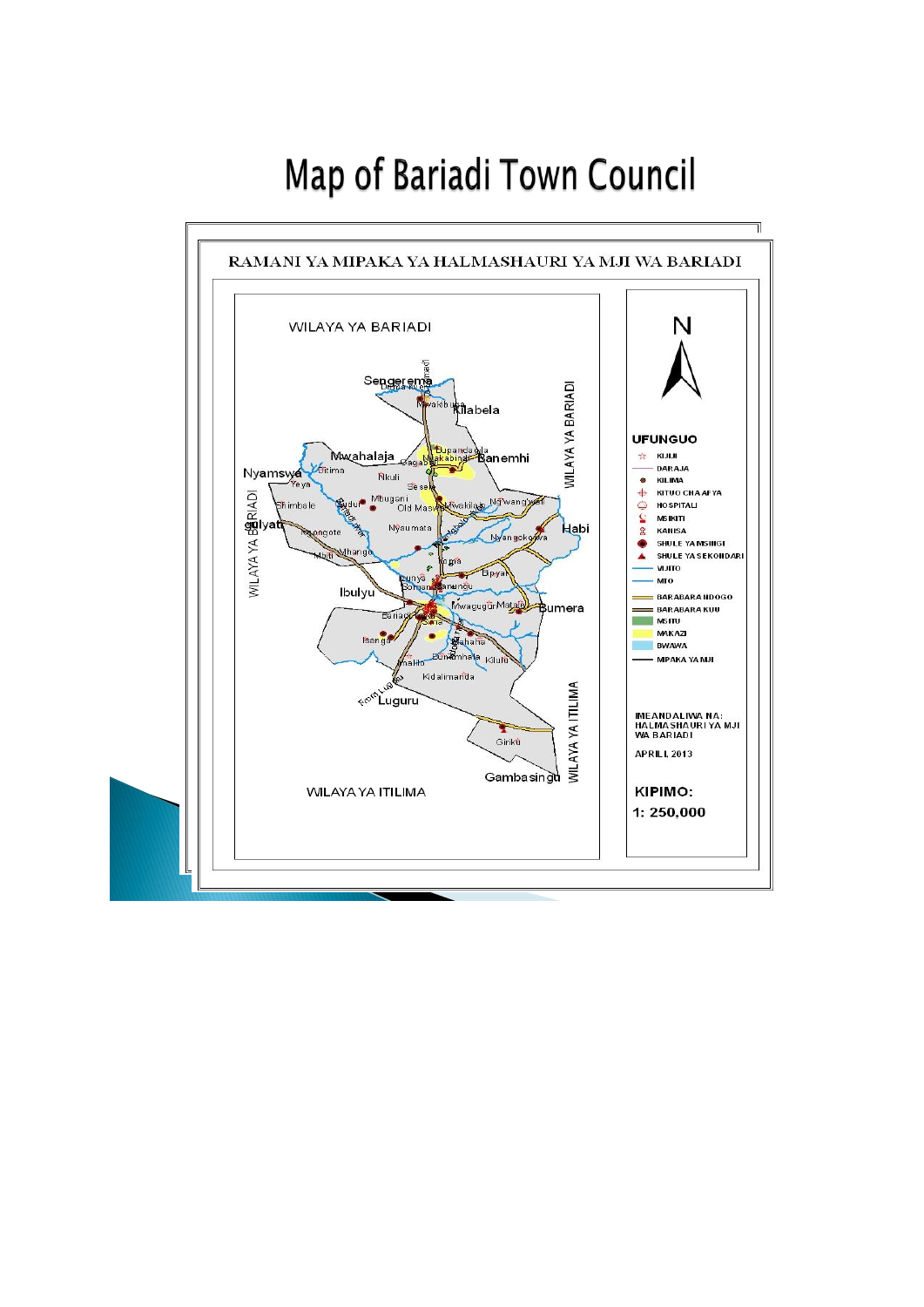# Map of Bariadi Town Council

RAMANI YA MIPAKA YA HALMASHAURI YA MJI WA BARIADI

WILAYA YA BARIADI

WILAYA YA BARIADI

WILAYA YA BARIADI

WILAYA YA ITILIMA

WILAYA YA ITILIMA

Sengerema, Mwakibuga, Kilabela, Dupandagila, Mwakabindi, Banemhi, Mwahalaja, Nyamswa, Ditima, Nkuli, Gaga, Sese, Yeya, Mbugani, Old Maswa, Mwakila, Ng'wang'wali, Shimbale, Budu, Gulyati, Nyaumata, Habi, Nkongote, Nyangokolwa, Mhango, Mbiti, Igaga, Bupyaa, Lunya, Somanda, Ibulyu, Bariadi Mjini, Mwaguguri, Malambo, Bumera, Isenga, Sima, Sakwe, Bunamhala, Kilulu, Malilo, Kidalimanda, Luguru, Ginku, Gambasingu

N

**UFUNGUO**

- KIJIJI
- DARAJA
- KILIMA
- KITUO CHA AFYA
- HOSPITALI
- MSIKITI
- KANISA
- SHULE YA MSINGI
- SHULE YA SEKONDARI
- VIJITO
- MTO
- BARABARA NDOGO
- BARABARA KUU
- MSITU
- MAKAZI
- BWAWA
- MIPAKA YA MJI

IMEANDALIWA NA: HALMASHAURI YA MJI WA BARIADI

APRILI, 2013

**KIPIMO:**

**1: 250,000**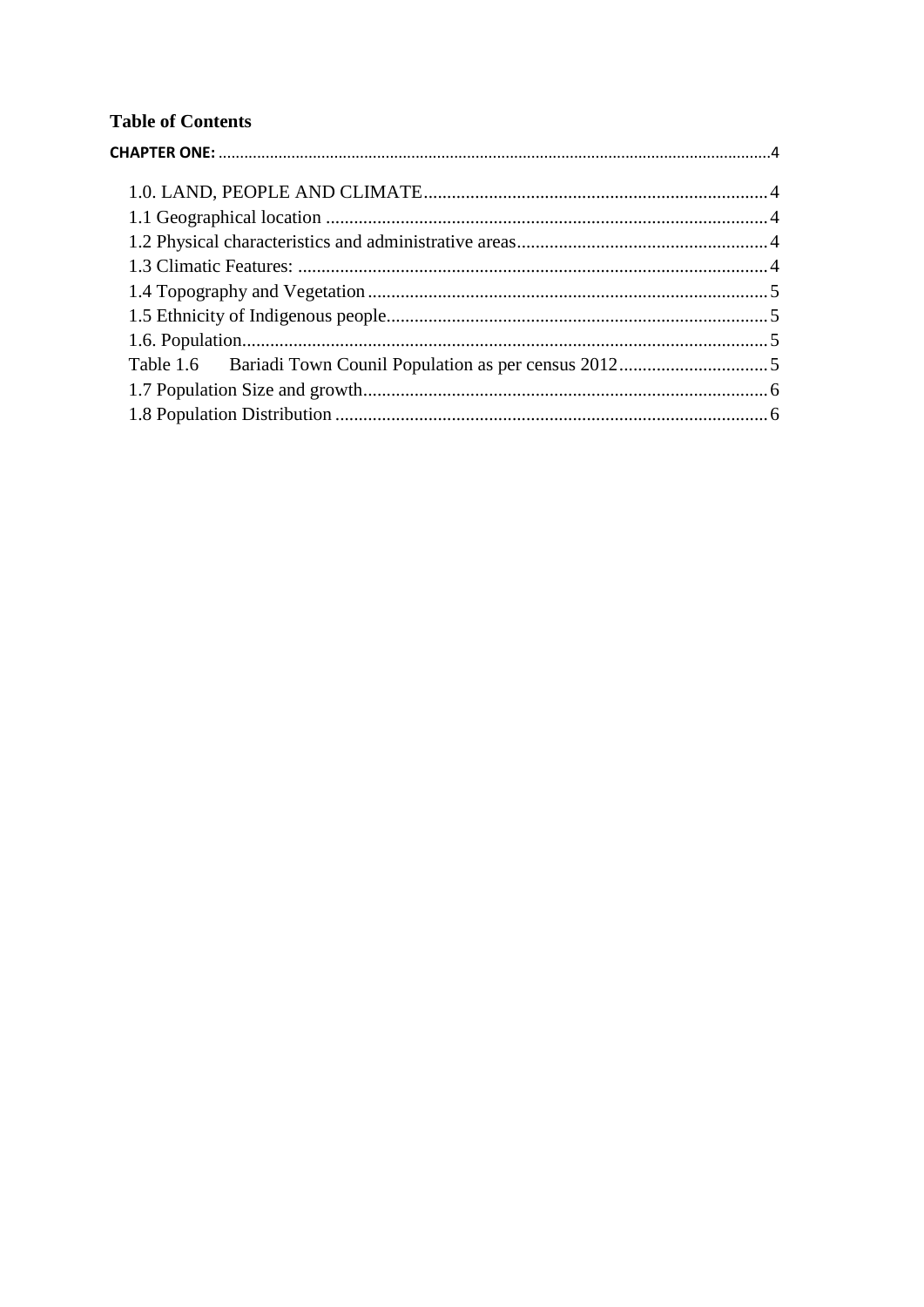## Table of Contents

**CHAPTER ONE:** .......... 4

1.0. LAND, PEOPLE AND CLIMATE .......... 4
1.1 Geographical location .......... 4
1.2 Physical characteristics and administrative areas .......... 4
1.3 Climatic Features: .......... 4
1.4 Topography and Vegetation .......... 5
1.5 Ethnicity of Indigenous people .......... 5
1.6. Population .......... 5
Table 1.6 Bariadi Town Counil Population as per census 2012 .......... 5
1.7 Population Size and growth .......... 6
1.8 Population Distribution .......... 6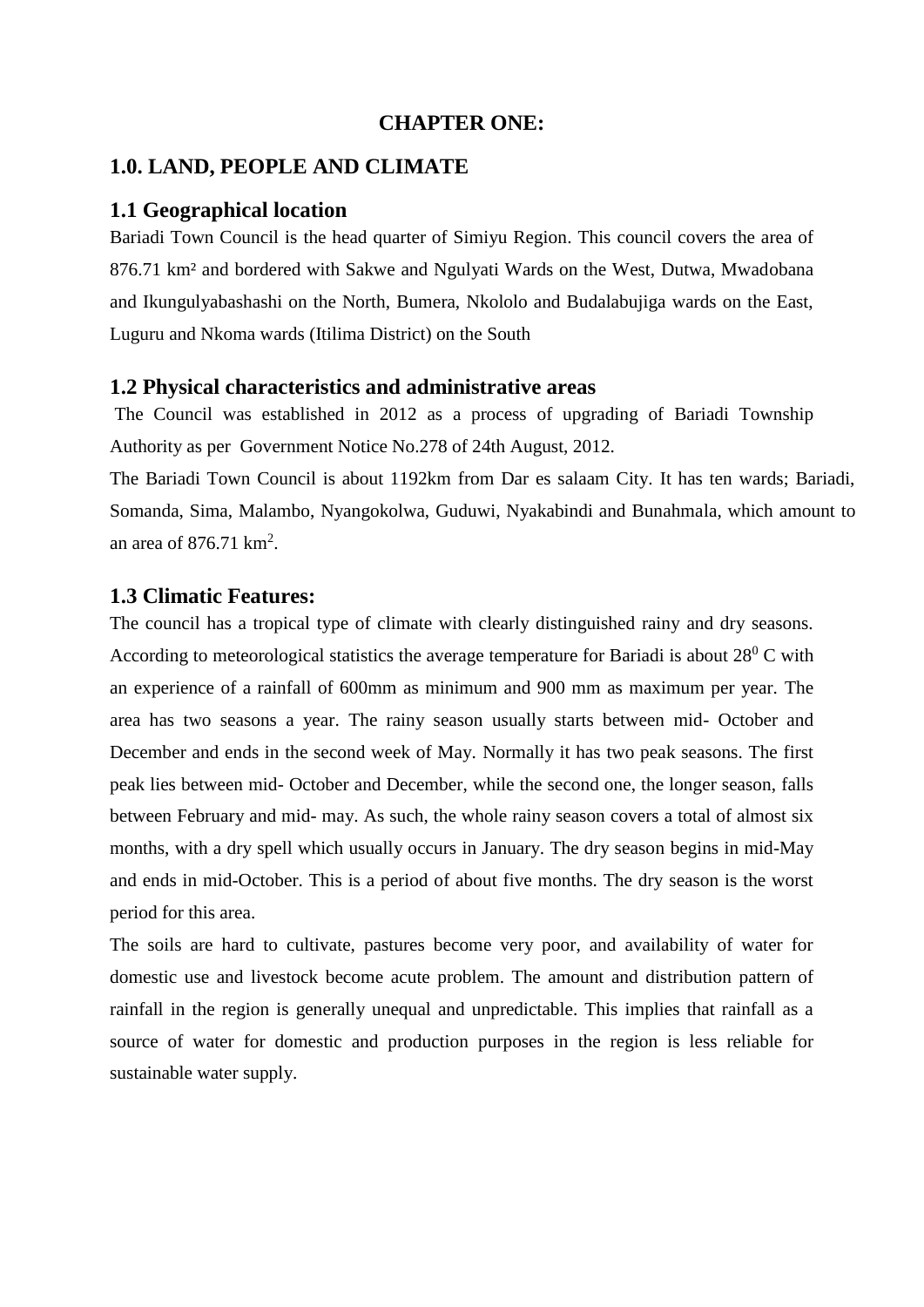**CHAPTER ONE:**

# 1.0. LAND, PEOPLE AND CLIMATE

## 1.1 Geographical location

Bariadi Town Council is the head quarter of Simiyu Region. This council covers the area of 876.71 km² and bordered with Sakwe and Ngulyati Wards on the West, Dutwa, Mwadobana and Ikungulyabashashi on the North, Bumera, Nkololo and Budalabujiga wards on the East, Luguru and Nkoma wards (Itilima District) on the South

## 1.2 Physical characteristics and administrative areas

The Council was established in 2012 as a process of upgrading of Bariadi Township Authority as per Government Notice No.278 of 24th August, 2012.

The Bariadi Town Council is about 1192km from Dar es salaam City. It has ten wards; Bariadi, Somanda, Sima, Malambo, Nyangokolwa, Guduwi, Nyakabindi and Bunahmala, which amount to an area of 876.71 km$^2$.

## 1.3 Climatic Features:

The council has a tropical type of climate with clearly distinguished rainy and dry seasons. According to meteorological statistics the average temperature for Bariadi is about 28$^0$ C with an experience of a rainfall of 600mm as minimum and 900 mm as maximum per year. The area has two seasons a year. The rainy season usually starts between mid- October and December and ends in the second week of May. Normally it has two peak seasons. The first peak lies between mid- October and December, while the second one, the longer season, falls between February and mid- may. As such, the whole rainy season covers a total of almost six months, with a dry spell which usually occurs in January. The dry season begins in mid-May and ends in mid-October. This is a period of about five months. The dry season is the worst period for this area.

The soils are hard to cultivate, pastures become very poor, and availability of water for domestic use and livestock become acute problem. The amount and distribution pattern of rainfall in the region is generally unequal and unpredictable. This implies that rainfall as a source of water for domestic and production purposes in the region is less reliable for sustainable water supply.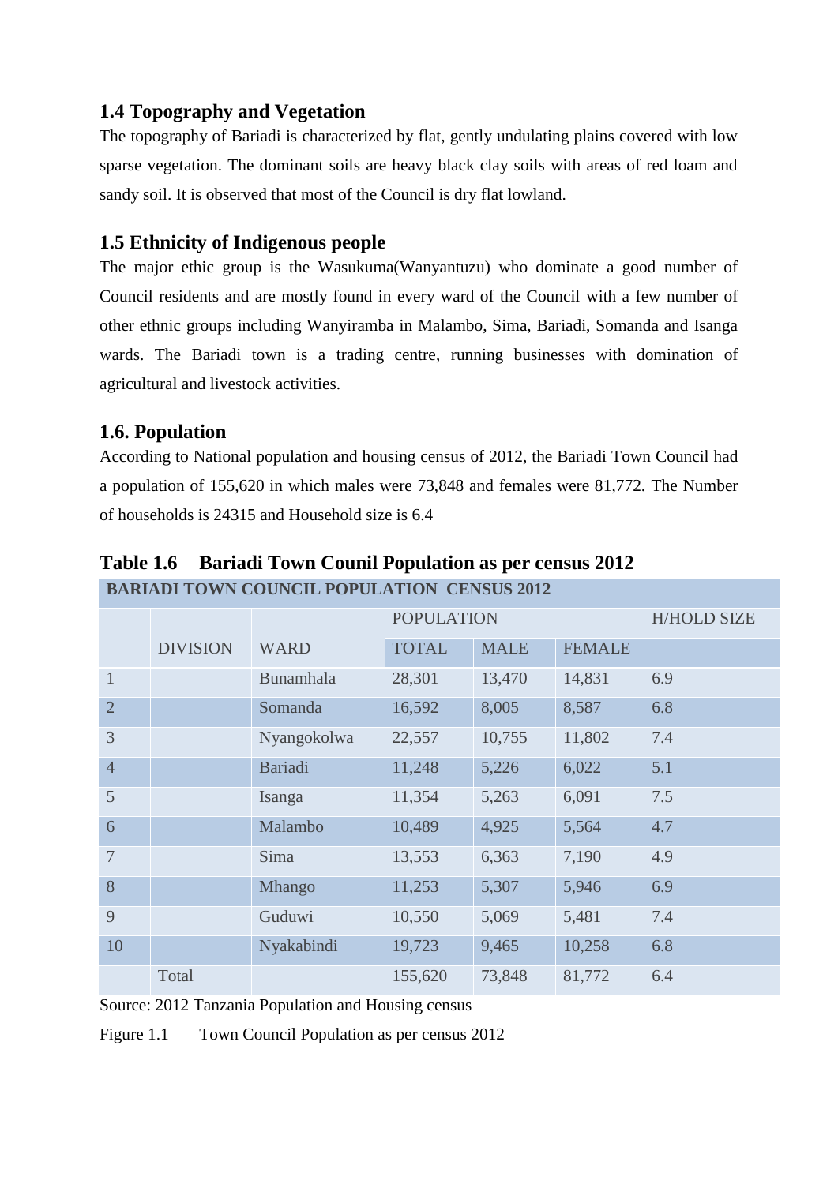### 1.4 Topography and Vegetation

The topography of Bariadi is characterized by flat, gently undulating plains covered with low sparse vegetation. The dominant soils are heavy black clay soils with areas of red loam and sandy soil. It is observed that most of the Council is dry flat lowland.

### 1.5 Ethnicity of Indigenous people

The major ethic group is the Wasukuma(Wanyantuzu) who dominate a good number of Council residents and are mostly found in every ward of the Council with a few number of other ethnic groups including Wanyiramba in Malambo, Sima, Bariadi, Somanda and Isanga wards. The Bariadi town is a trading centre, running businesses with domination of agricultural and livestock activities.

### 1.6. Population

According to National population and housing census of 2012, the Bariadi Town Council had a population of 155,620 in which males were 73,848 and females were 81,772. The Number of households is 24315 and Household size is 6.4

**Table 1.6 Bariadi Town Counil Population as per census 2012**

| BARIADI TOWN COUNCIL POPULATION CENSUS 2012 | | | | | | |
|---|---|---|---|---|---|---|
| | | | POPULATION | | | H/HOLD SIZE |
| | DIVISION | WARD | TOTAL | MALE | FEMALE | |
| 1 | | Bunamhala | 28,301 | 13,470 | 14,831 | 6.9 |
| 2 | | Somanda | 16,592 | 8,005 | 8,587 | 6.8 |
| 3 | | Nyangokolwa | 22,557 | 10,755 | 11,802 | 7.4 |
| 4 | | Bariadi | 11,248 | 5,226 | 6,022 | 5.1 |
| 5 | | Isanga | 11,354 | 5,263 | 6,091 | 7.5 |
| 6 | | Malambo | 10,489 | 4,925 | 5,564 | 4.7 |
| 7 | | Sima | 13,553 | 6,363 | 7,190 | 4.9 |
| 8 | | Mhango | 11,253 | 5,307 | 5,946 | 6.9 |
| 9 | | Guduwi | 10,550 | 5,069 | 5,481 | 7.4 |
| 10 | | Nyakabindi | 19,723 | 9,465 | 10,258 | 6.8 |
| | Total | | 155,620 | 73,848 | 81,772 | 6.4 |

Source: 2012 Tanzania Population and Housing census

Figure 1.1 Town Council Population as per census 2012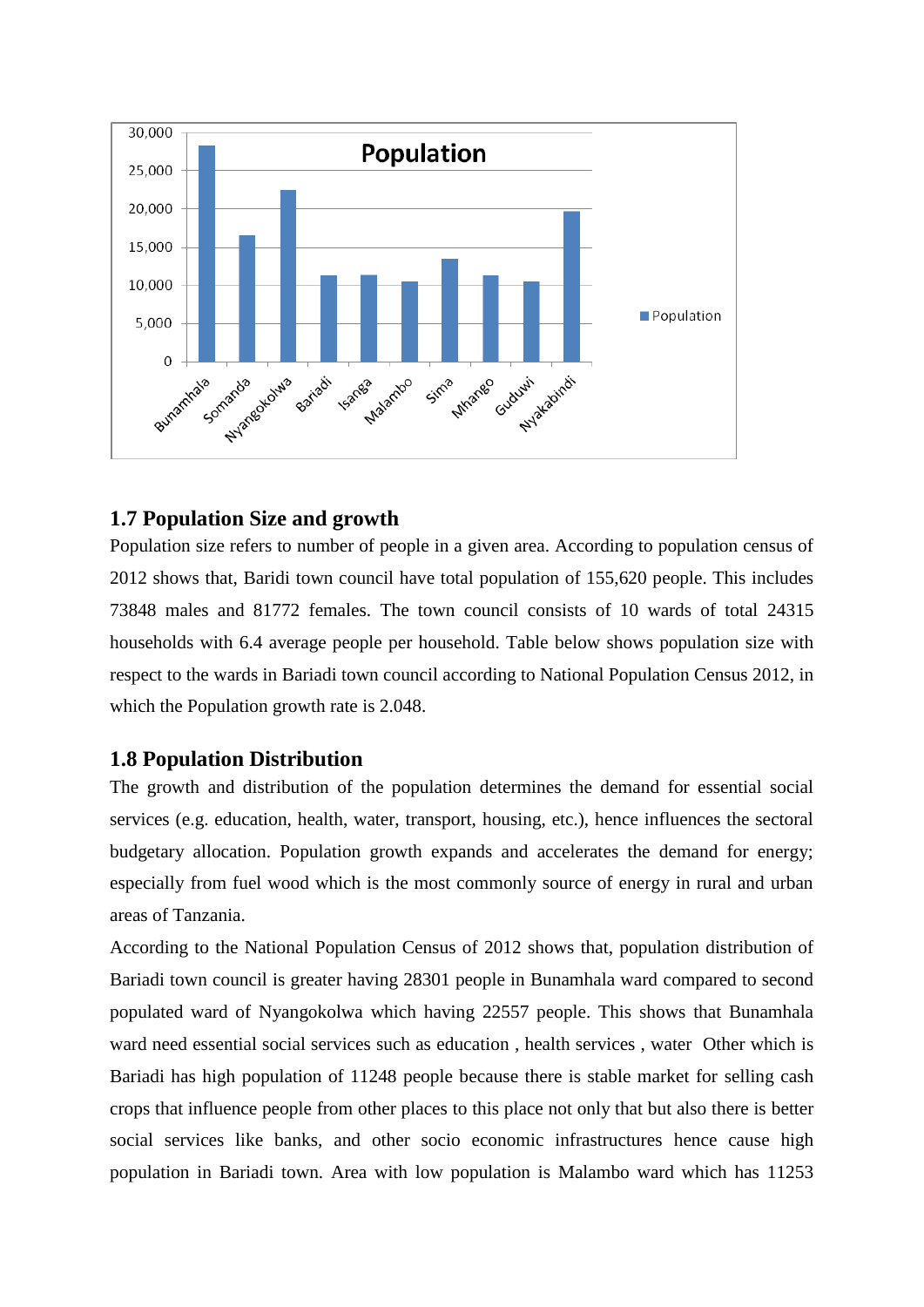## 1.7 Population Size and growth

Population size refers to number of people in a given area. According to population census of 2012 shows that, Baridi town council have total population of 155,620 people. This includes 73848 males and 81772 females. The town council consists of 10 wards of total 24315 households with 6.4 average people per household. Table below shows population size with respect to the wards in Bariadi town council according to National Population Census 2012, in which the Population growth rate is 2.048.

## 1.8 Population Distribution

The growth and distribution of the population determines the demand for essential social services (e.g. education, health, water, transport, housing, etc.), hence influences the sectoral budgetary allocation. Population growth expands and accelerates the demand for energy; especially from fuel wood which is the most commonly source of energy in rural and urban areas of Tanzania.

According to the National Population Census of 2012 shows that, population distribution of Bariadi town council is greater having 28301 people in Bunamhala ward compared to second populated ward of Nyangokolwa which having 22557 people. This shows that Bunamhala ward need essential social services such as education , health services , water Other which is Bariadi has high population of 11248 people because there is stable market for selling cash crops that influence people from other places to this place not only that but also there is better social services like banks, and other socio economic infrastructures hence cause high population in Bariadi town. Area with low population is Malambo ward which has 11253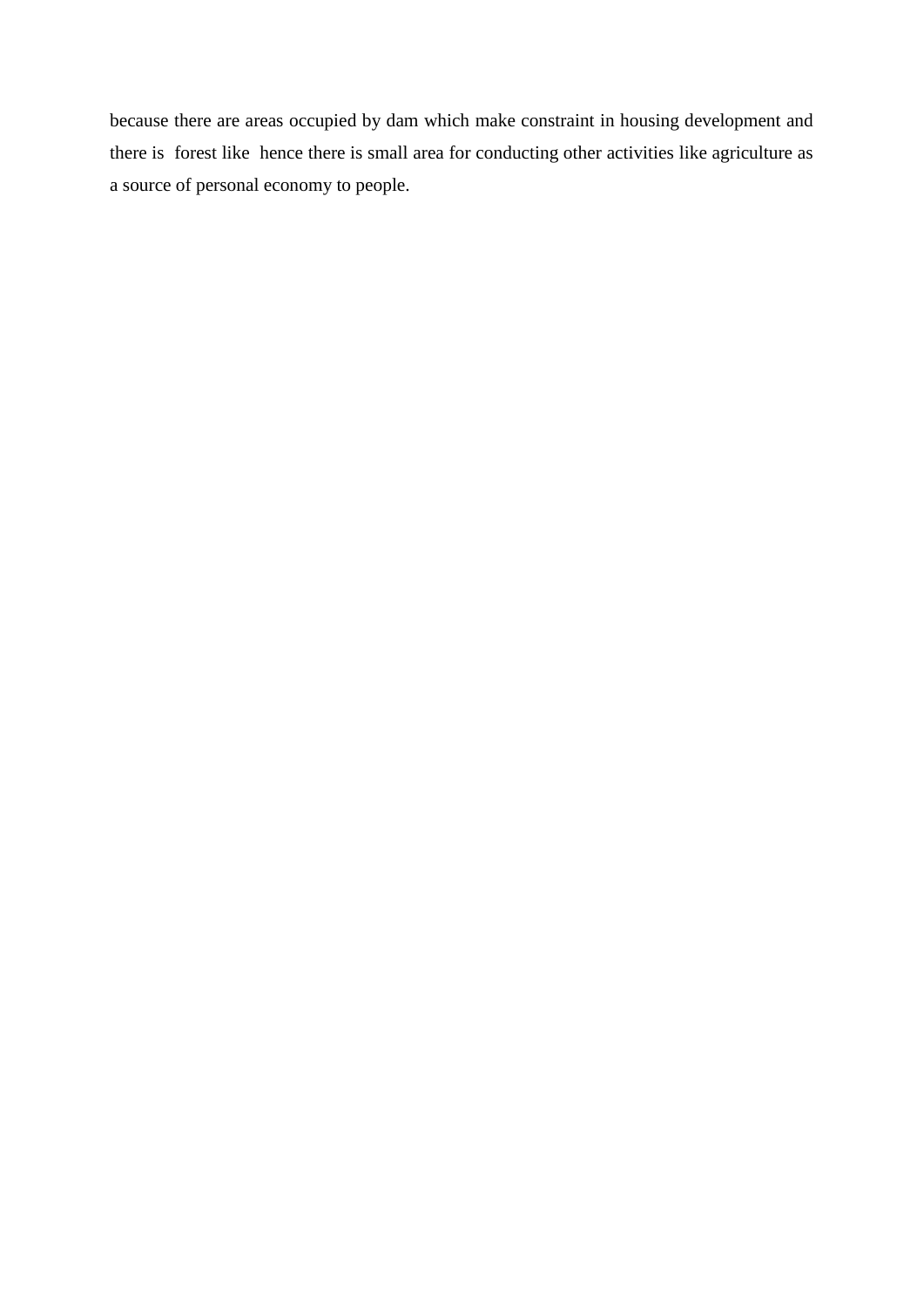because there are areas occupied by dam which make constraint in housing development and there is  forest like  hence there is small area for conducting other activities like agriculture as a source of personal economy to people.